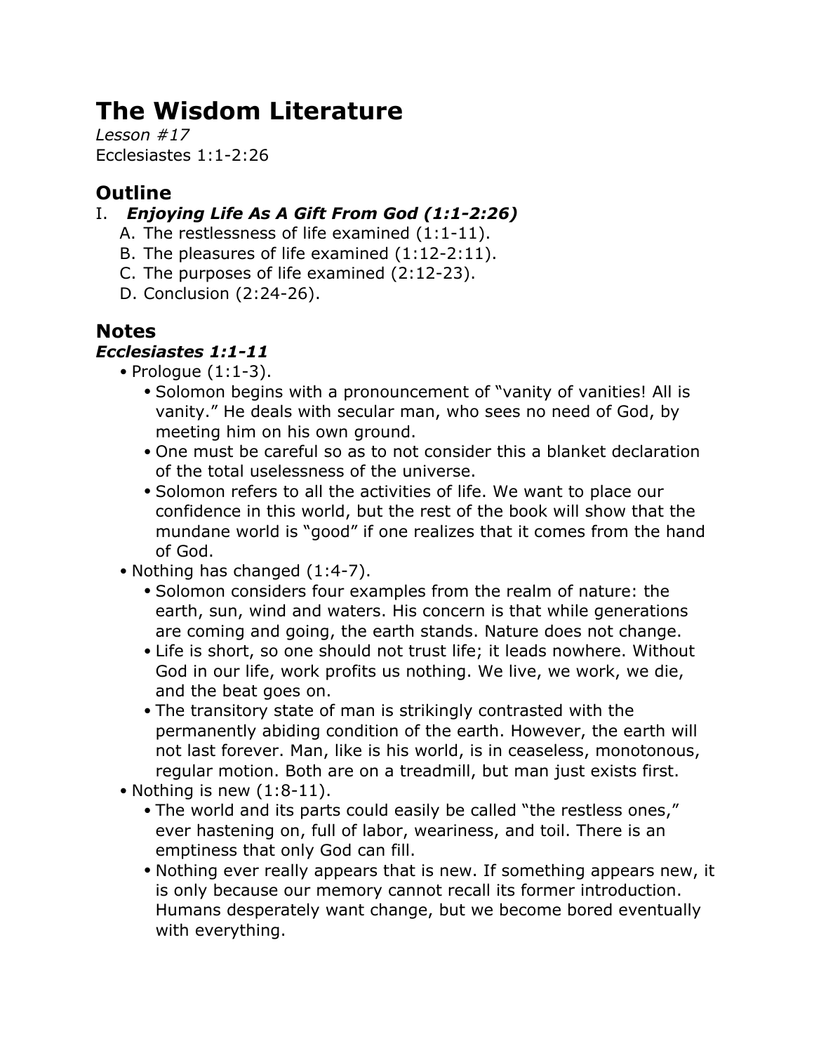# The Wisdom Literature

*Lesson #17*
Ecclesiastes 1:1-2:26

## Outline

I. ***Enjoying Life As A Gift From God (1:1-2:26)***
   A. The restlessness of life examined (1:1-11).
   B. The pleasures of life examined (1:12-2:11).
   C. The purposes of life examined (2:12-23).
   D. Conclusion (2:24-26).

## Notes

### *Ecclesiastes 1:1-11*

- Prologue (1:1-3).
    - Solomon begins with a pronouncement of "vanity of vanities! All is vanity." He deals with secular man, who sees no need of God, by meeting him on his own ground.
    - One must be careful so as to not consider this a blanket declaration of the total uselessness of the universe.
    - Solomon refers to all the activities of life. We want to place our confidence in this world, but the rest of the book will show that the mundane world is "good" if one realizes that it comes from the hand of God.
- Nothing has changed (1:4-7).
    - Solomon considers four examples from the realm of nature: the earth, sun, wind and waters. His concern is that while generations are coming and going, the earth stands. Nature does not change.
    - Life is short, so one should not trust life; it leads nowhere. Without God in our life, work profits us nothing. We live, we work, we die, and the beat goes on.
    - The transitory state of man is strikingly contrasted with the permanently abiding condition of the earth. However, the earth will not last forever. Man, like is his world, is in ceaseless, monotonous, regular motion. Both are on a treadmill, but man just exists first.
- Nothing is new (1:8-11).
    - The world and its parts could easily be called "the restless ones," ever hastening on, full of labor, weariness, and toil. There is an emptiness that only God can fill.
    - Nothing ever really appears that is new. If something appears new, it is only because our memory cannot recall its former introduction. Humans desperately want change, but we become bored eventually with everything.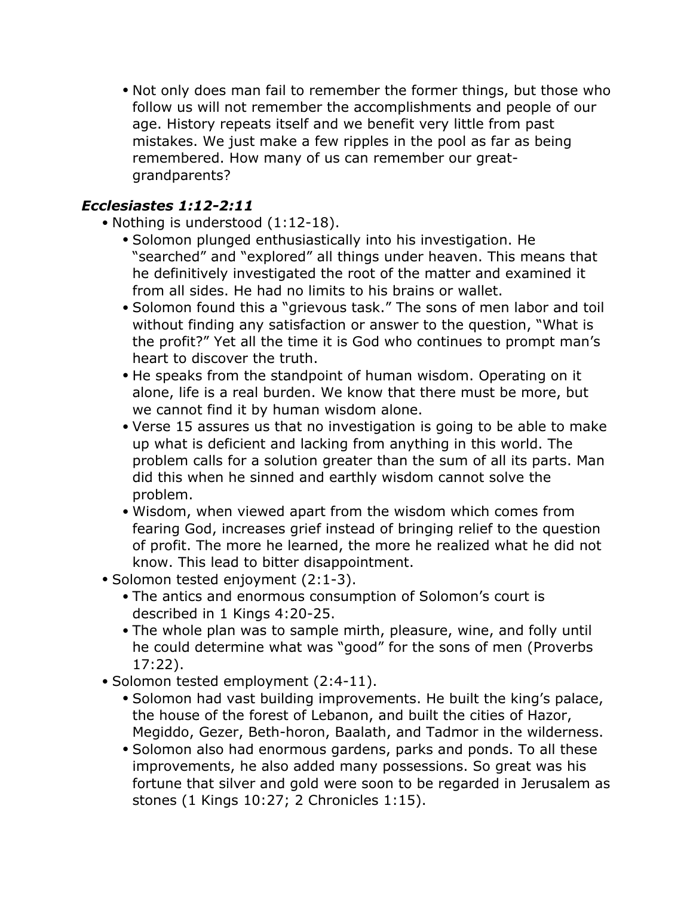- Not only does man fail to remember the former things, but those who follow us will not remember the accomplishments and people of our age. History repeats itself and we benefit very little from past mistakes. We just make a few ripples in the pool as far as being remembered. How many of us can remember our great-grandparents?

### *Ecclesiastes 1:12-2:11*

- Nothing is understood (1:12-18).
  - Solomon plunged enthusiastically into his investigation. He "searched" and "explored" all things under heaven. This means that he definitively investigated the root of the matter and examined it from all sides. He had no limits to his brains or wallet.
  - Solomon found this a "grievous task." The sons of men labor and toil without finding any satisfaction or answer to the question, "What is the profit?" Yet all the time it is God who continues to prompt man's heart to discover the truth.
  - He speaks from the standpoint of human wisdom. Operating on it alone, life is a real burden. We know that there must be more, but we cannot find it by human wisdom alone.
  - Verse 15 assures us that no investigation is going to be able to make up what is deficient and lacking from anything in this world. The problem calls for a solution greater than the sum of all its parts. Man did this when he sinned and earthly wisdom cannot solve the problem.
  - Wisdom, when viewed apart from the wisdom which comes from fearing God, increases grief instead of bringing relief to the question of profit. The more he learned, the more he realized what he did not know. This lead to bitter disappointment.
- Solomon tested enjoyment (2:1-3).
  - The antics and enormous consumption of Solomon's court is described in 1 Kings 4:20-25.
  - The whole plan was to sample mirth, pleasure, wine, and folly until he could determine what was "good" for the sons of men (Proverbs 17:22).
- Solomon tested employment (2:4-11).
  - Solomon had vast building improvements. He built the king's palace, the house of the forest of Lebanon, and built the cities of Hazor, Megiddo, Gezer, Beth-horon, Baalath, and Tadmor in the wilderness.
  - Solomon also had enormous gardens, parks and ponds. To all these improvements, he also added many possessions. So great was his fortune that silver and gold were soon to be regarded in Jerusalem as stones (1 Kings 10:27; 2 Chronicles 1:15).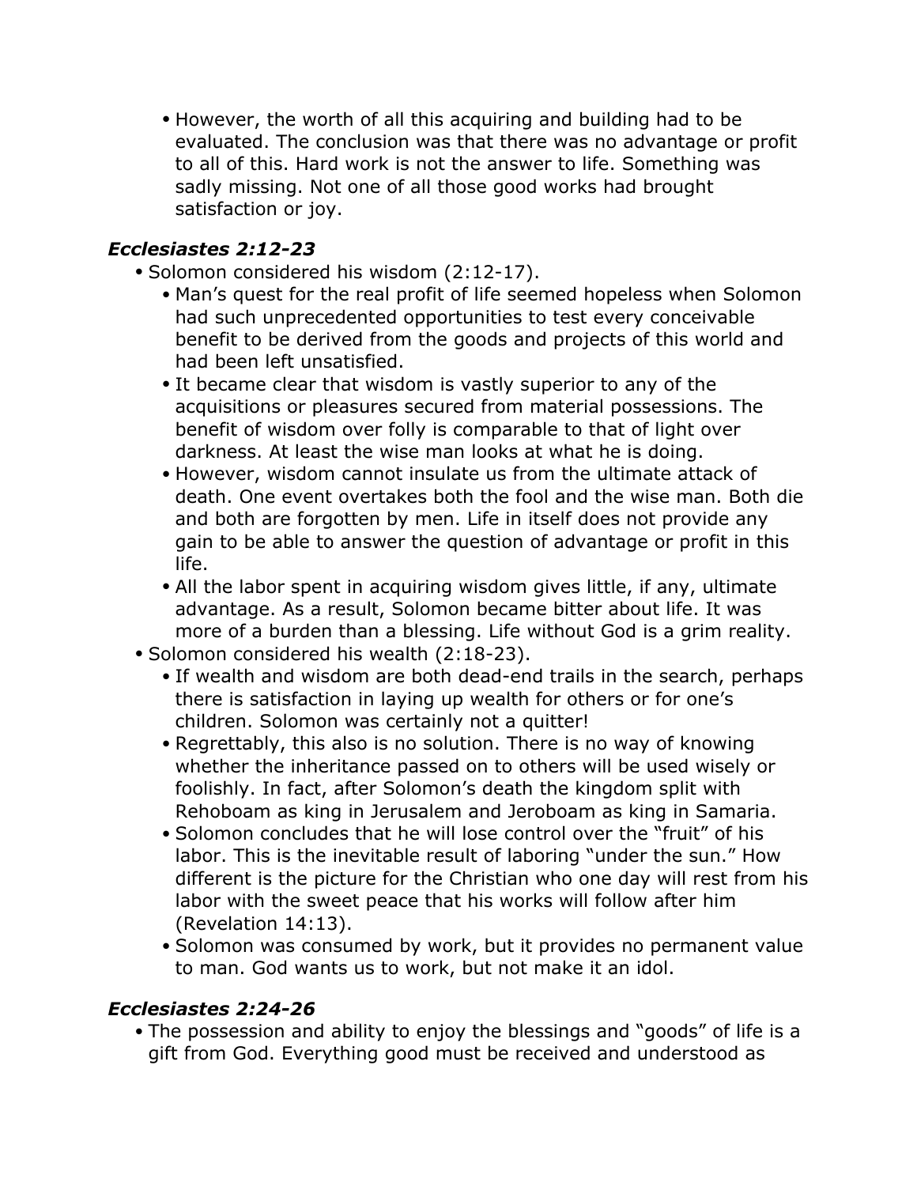- However, the worth of all this acquiring and building had to be evaluated. The conclusion was that there was no advantage or profit to all of this. Hard work is not the answer to life. Something was sadly missing. Not one of all those good works had brought satisfaction or joy.

### *Ecclesiastes 2:12-23*

- Solomon considered his wisdom (2:12-17).
  - Man's quest for the real profit of life seemed hopeless when Solomon had such unprecedented opportunities to test every conceivable benefit to be derived from the goods and projects of this world and had been left unsatisfied.
  - It became clear that wisdom is vastly superior to any of the acquisitions or pleasures secured from material possessions. The benefit of wisdom over folly is comparable to that of light over darkness. At least the wise man looks at what he is doing.
  - However, wisdom cannot insulate us from the ultimate attack of death. One event overtakes both the fool and the wise man. Both die and both are forgotten by men. Life in itself does not provide any gain to be able to answer the question of advantage or profit in this life.
  - All the labor spent in acquiring wisdom gives little, if any, ultimate advantage. As a result, Solomon became bitter about life. It was more of a burden than a blessing. Life without God is a grim reality.
- Solomon considered his wealth (2:18-23).
  - If wealth and wisdom are both dead-end trails in the search, perhaps there is satisfaction in laying up wealth for others or for one's children. Solomon was certainly not a quitter!
  - Regrettably, this also is no solution. There is no way of knowing whether the inheritance passed on to others will be used wisely or foolishly. In fact, after Solomon's death the kingdom split with Rehoboam as king in Jerusalem and Jeroboam as king in Samaria.
  - Solomon concludes that he will lose control over the "fruit" of his labor. This is the inevitable result of laboring "under the sun." How different is the picture for the Christian who one day will rest from his labor with the sweet peace that his works will follow after him (Revelation 14:13).
  - Solomon was consumed by work, but it provides no permanent value to man. God wants us to work, but not make it an idol.

### *Ecclesiastes 2:24-26*

- The possession and ability to enjoy the blessings and "goods" of life is a gift from God. Everything good must be received and understood as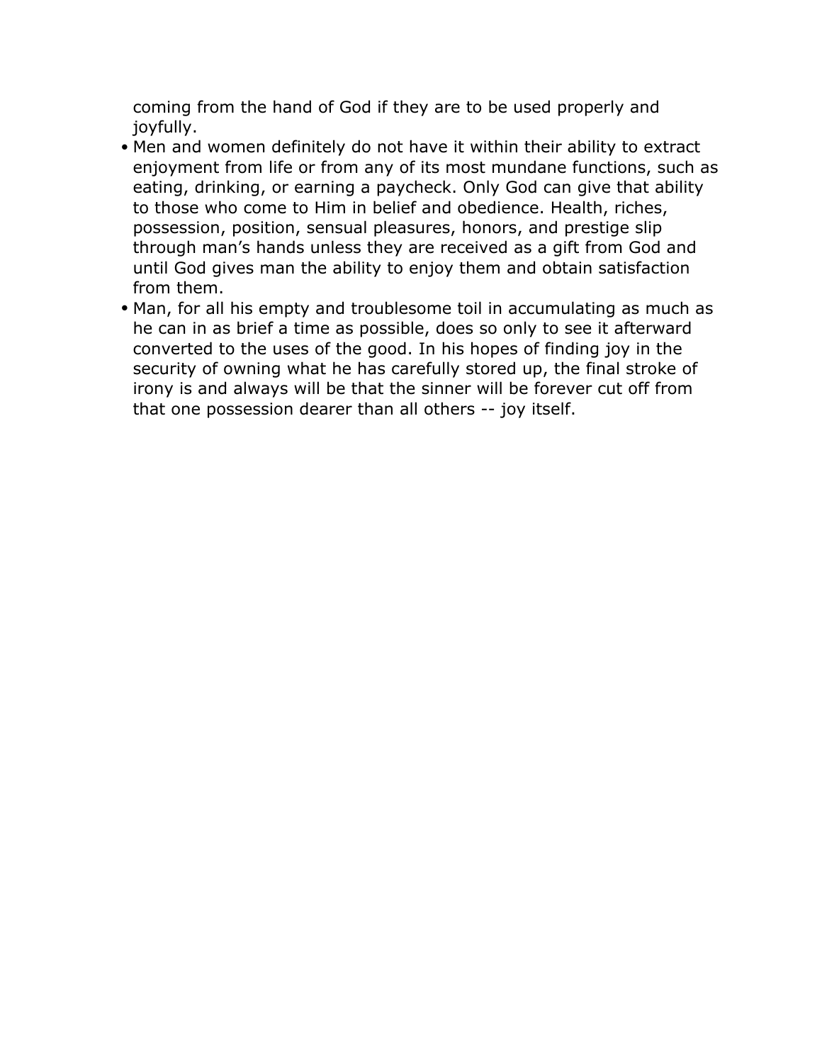coming from the hand of God if they are to be used properly and joyfully.

- Men and women definitely do not have it within their ability to extract enjoyment from life or from any of its most mundane functions, such as eating, drinking, or earning a paycheck. Only God can give that ability to those who come to Him in belief and obedience. Health, riches, possession, position, sensual pleasures, honors, and prestige slip through man's hands unless they are received as a gift from God and until God gives man the ability to enjoy them and obtain satisfaction from them.
- Man, for all his empty and troublesome toil in accumulating as much as he can in as brief a time as possible, does so only to see it afterward converted to the uses of the good. In his hopes of finding joy in the security of owning what he has carefully stored up, the final stroke of irony is and always will be that the sinner will be forever cut off from that one possession dearer than all others -- joy itself.